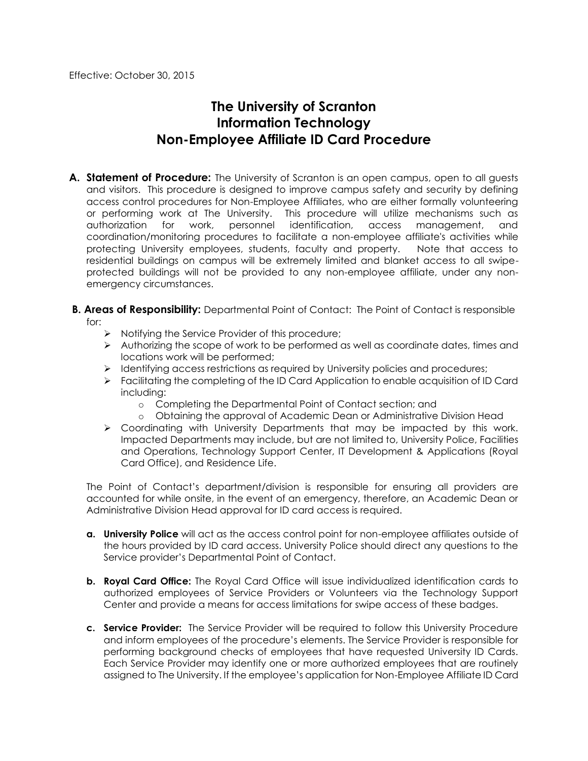Effective: October 30, 2015

# The University of Scranton
# Information Technology
# Non-Employee Affiliate ID Card Procedure

**A. Statement of Procedure:** The University of Scranton is an open campus, open to all guests and visitors. This procedure is designed to improve campus safety and security by defining access control procedures for Non-Employee Affiliates, who are either formally volunteering or performing work at The University. This procedure will utilize mechanisms such as authorization for work, personnel identification, access management, and coordination/monitoring procedures to facilitate a non-employee affiliate's activities while protecting University employees, students, faculty and property. Note that access to residential buildings on campus will be extremely limited and blanket access to all swipe-protected buildings will not be provided to any non-employee affiliate, under any non-emergency circumstances.

**B. Areas of Responsibility:** Departmental Point of Contact: The Point of Contact is responsible for:

- Notifying the Service Provider of this procedure;
- Authorizing the scope of work to be performed as well as coordinate dates, times and locations work will be performed;
- Identifying access restrictions as required by University policies and procedures;
- Facilitating the completing of the ID Card Application to enable acquisition of ID Card including:
  - Completing the Departmental Point of Contact section; and
  - Obtaining the approval of Academic Dean or Administrative Division Head
- Coordinating with University Departments that may be impacted by this work. Impacted Departments may include, but are not limited to, University Police, Facilities and Operations, Technology Support Center, IT Development & Applications (Royal Card Office), and Residence Life.

The Point of Contact's department/division is responsible for ensuring all providers are accounted for while onsite, in the event of an emergency, therefore, an Academic Dean or Administrative Division Head approval for ID card access is required.

**a. University Police** will act as the access control point for non-employee affiliates outside of the hours provided by ID card access. University Police should direct any questions to the Service provider's Departmental Point of Contact.

**b. Royal Card Office:** The Royal Card Office will issue individualized identification cards to authorized employees of Service Providers or Volunteers via the Technology Support Center and provide a means for access limitations for swipe access of these badges.

**c. Service Provider:** The Service Provider will be required to follow this University Procedure and inform employees of the procedure's elements. The Service Provider is responsible for performing background checks of employees that have requested University ID Cards. Each Service Provider may identify one or more authorized employees that are routinely assigned to The University. If the employee's application for Non-Employee Affiliate ID Card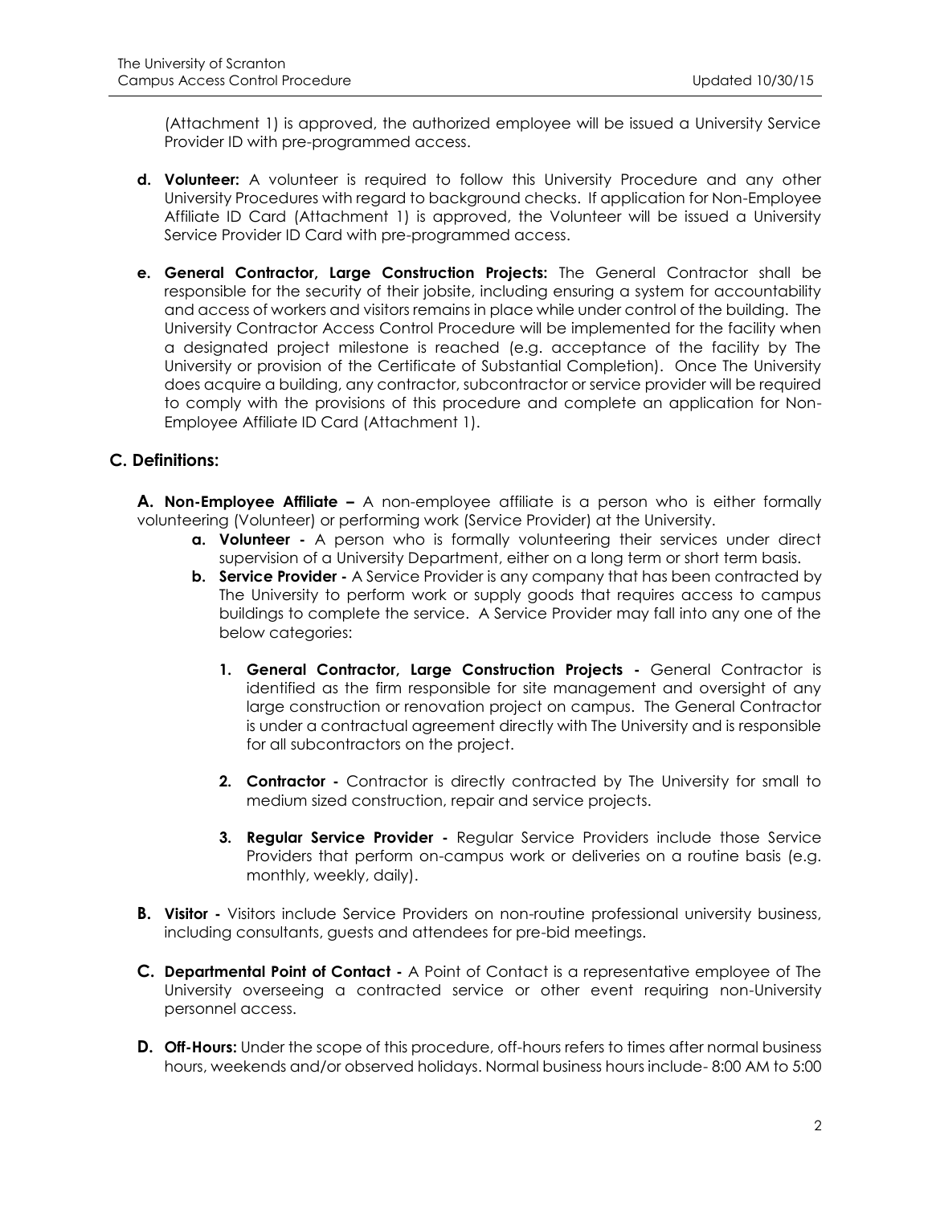(Attachment 1) is approved, the authorized employee will be issued a University Service Provider ID with pre-programmed access.

- **d. Volunteer:** A volunteer is required to follow this University Procedure and any other University Procedures with regard to background checks. If application for Non-Employee Affiliate ID Card (Attachment 1) is approved, the Volunteer will be issued a University Service Provider ID Card with pre-programmed access.

- **e. General Contractor, Large Construction Projects:** The General Contractor shall be responsible for the security of their jobsite, including ensuring a system for accountability and access of workers and visitors remains in place while under control of the building. The University Contractor Access Control Procedure will be implemented for the facility when a designated project milestone is reached (e.g. acceptance of the facility by The University or provision of the Certificate of Substantial Completion). Once The University does acquire a building, any contractor, subcontractor or service provider will be required to comply with the provisions of this procedure and complete an application for Non-Employee Affiliate ID Card (Attachment 1).

## C. Definitions:

**A. Non-Employee Affiliate –** A non-employee affiliate is a person who is either formally volunteering (Volunteer) or performing work (Service Provider) at the University.

- **a. Volunteer -** A person who is formally volunteering their services under direct supervision of a University Department, either on a long term or short term basis.
- **b. Service Provider -** A Service Provider is any company that has been contracted by The University to perform work or supply goods that requires access to campus buildings to complete the service. A Service Provider may fall into any one of the below categories:

  1. **General Contractor, Large Construction Projects -** General Contractor is identified as the firm responsible for site management and oversight of any large construction or renovation project on campus. The General Contractor is under a contractual agreement directly with The University and is responsible for all subcontractors on the project.

  2. **Contractor -** Contractor is directly contracted by The University for small to medium sized construction, repair and service projects.

  3. **Regular Service Provider -** Regular Service Providers include those Service Providers that perform on-campus work or deliveries on a routine basis (e.g. monthly, weekly, daily).

**B. Visitor -** Visitors include Service Providers on non-routine professional university business, including consultants, guests and attendees for pre-bid meetings.

**C. Departmental Point of Contact -** A Point of Contact is a representative employee of The University overseeing a contracted service or other event requiring non-University personnel access.

**D. Off-Hours:** Under the scope of this procedure, off-hours refers to times after normal business hours, weekends and/or observed holidays. Normal business hours include- 8:00 AM to 5:00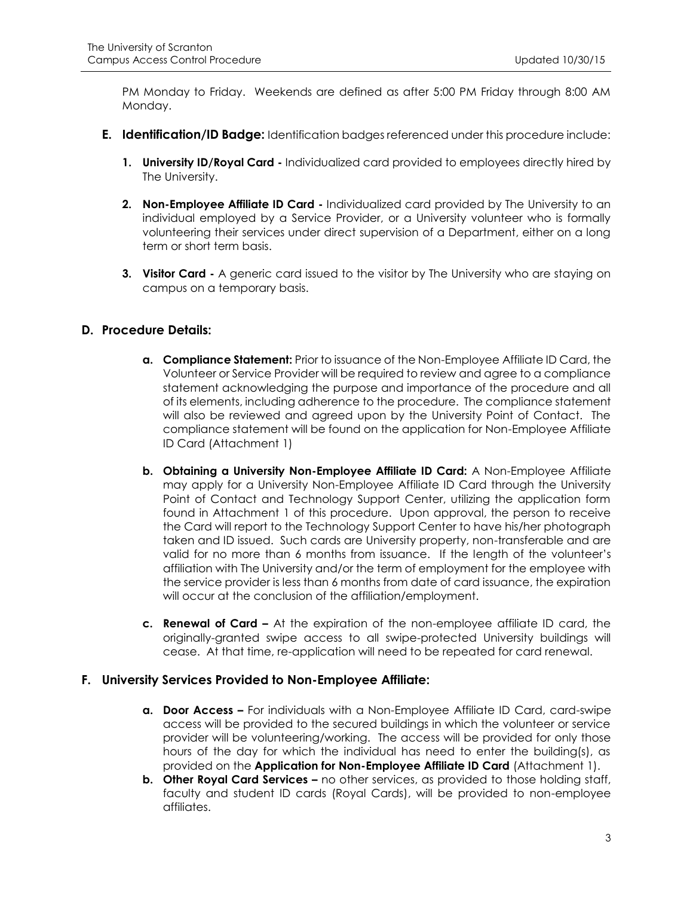PM Monday to Friday. Weekends are defined as after 5:00 PM Friday through 8:00 AM Monday.

**E. Identification/ID Badge:** Identification badges referenced under this procedure include:

1. **University ID/Royal Card -** Individualized card provided to employees directly hired by The University.

2. **Non-Employee Affiliate ID Card -** Individualized card provided by The University to an individual employed by a Service Provider, or a University volunteer who is formally volunteering their services under direct supervision of a Department, either on a long term or short term basis.

3. **Visitor Card -** A generic card issued to the visitor by The University who are staying on campus on a temporary basis.

## D. Procedure Details:

a. **Compliance Statement:** Prior to issuance of the Non-Employee Affiliate ID Card, the Volunteer or Service Provider will be required to review and agree to a compliance statement acknowledging the purpose and importance of the procedure and all of its elements, including adherence to the procedure. The compliance statement will also be reviewed and agreed upon by the University Point of Contact. The compliance statement will be found on the application for Non-Employee Affiliate ID Card (Attachment 1)

b. **Obtaining a University Non-Employee Affiliate ID Card:** A Non-Employee Affiliate may apply for a University Non-Employee Affiliate ID Card through the University Point of Contact and Technology Support Center, utilizing the application form found in Attachment 1 of this procedure. Upon approval, the person to receive the Card will report to the Technology Support Center to have his/her photograph taken and ID issued. Such cards are University property, non-transferable and are valid for no more than 6 months from issuance. If the length of the volunteer's affiliation with The University and/or the term of employment for the employee with the service provider is less than 6 months from date of card issuance, the expiration will occur at the conclusion of the affiliation/employment.

c. **Renewal of Card –** At the expiration of the non-employee affiliate ID card, the originally-granted swipe access to all swipe-protected University buildings will cease. At that time, re-application will need to be repeated for card renewal.

## F. University Services Provided to Non-Employee Affiliate:

a. **Door Access –** For individuals with a Non-Employee Affiliate ID Card, card-swipe access will be provided to the secured buildings in which the volunteer or service provider will be volunteering/working. The access will be provided for only those hours of the day for which the individual has need to enter the building(s), as provided on the **Application for Non-Employee Affiliate ID Card** (Attachment 1).

b. **Other Royal Card Services –** no other services, as provided to those holding staff, faculty and student ID cards (Royal Cards), will be provided to non-employee affiliates.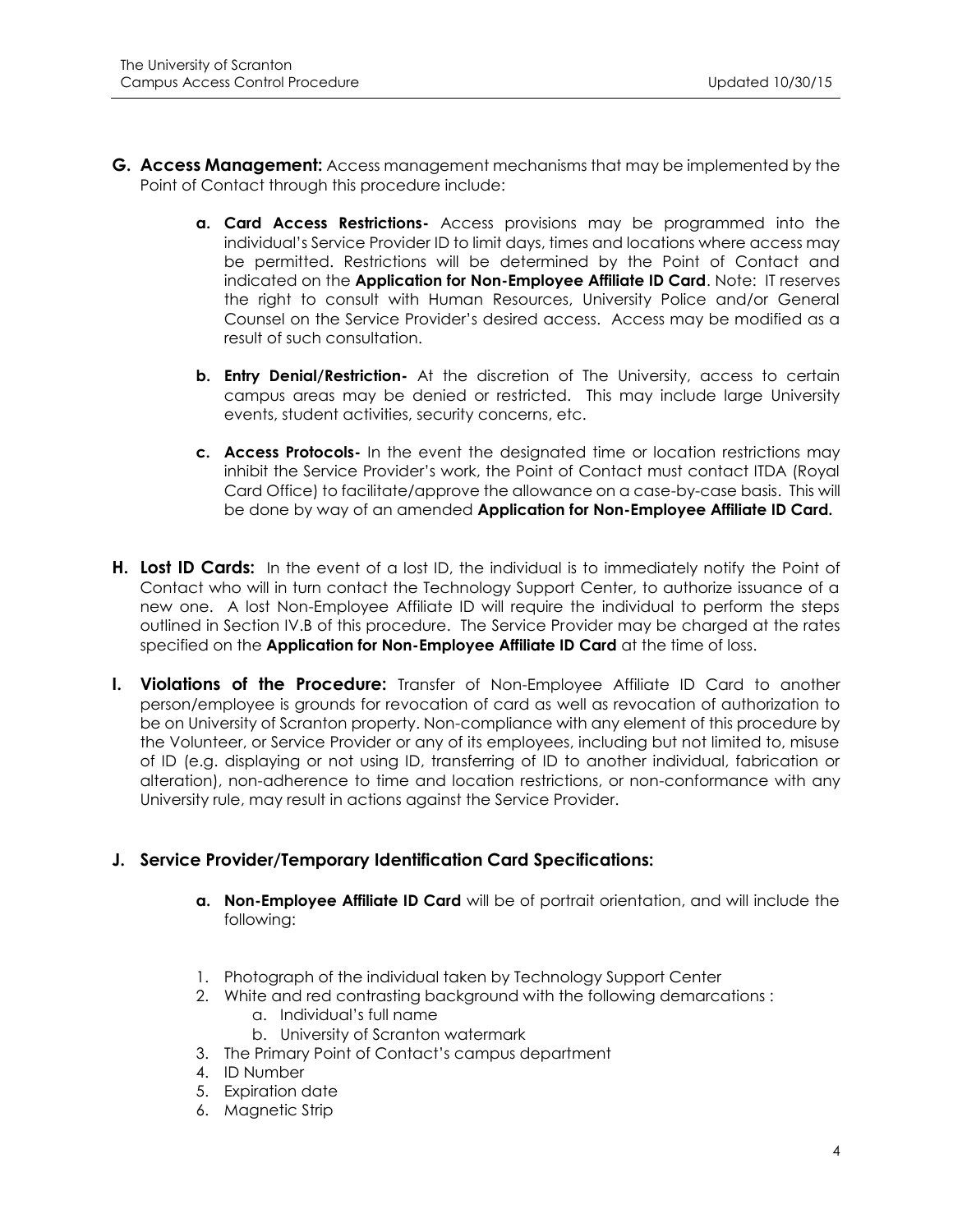**G. Access Management:** Access management mechanisms that may be implemented by the Point of Contact through this procedure include:

- **a. Card Access Restrictions-** Access provisions may be programmed into the individual's Service Provider ID to limit days, times and locations where access may be permitted. Restrictions will be determined by the Point of Contact and indicated on the **Application for Non-Employee Affiliate ID Card**. Note: IT reserves the right to consult with Human Resources, University Police and/or General Counsel on the Service Provider's desired access. Access may be modified as a result of such consultation.

- **b. Entry Denial/Restriction-** At the discretion of The University, access to certain campus areas may be denied or restricted. This may include large University events, student activities, security concerns, etc.

- **c. Access Protocols-** In the event the designated time or location restrictions may inhibit the Service Provider's work, the Point of Contact must contact ITDA (Royal Card Office) to facilitate/approve the allowance on a case-by-case basis. This will be done by way of an amended **Application for Non-Employee Affiliate ID Card.**

**H. Lost ID Cards:** In the event of a lost ID, the individual is to immediately notify the Point of Contact who will in turn contact the Technology Support Center, to authorize issuance of a new one. A lost Non-Employee Affiliate ID will require the individual to perform the steps outlined in Section IV.B of this procedure. The Service Provider may be charged at the rates specified on the **Application for Non-Employee Affiliate ID Card** at the time of loss.

**I. Violations of the Procedure:** Transfer of Non-Employee Affiliate ID Card to another person/employee is grounds for revocation of card as well as revocation of authorization to be on University of Scranton property. Non-compliance with any element of this procedure by the Volunteer, or Service Provider or any of its employees, including but not limited to, misuse of ID (e.g. displaying or not using ID, transferring of ID to another individual, fabrication or alteration), non-adherence to time and location restrictions, or non-conformance with any University rule, may result in actions against the Service Provider.

**J. Service Provider/Temporary Identification Card Specifications:**

- **a. Non-Employee Affiliate ID Card** will be of portrait orientation, and will include the following:

1. Photograph of the individual taken by Technology Support Center
2. White and red contrasting background with the following demarcations :
   a. Individual's full name
   b. University of Scranton watermark
3. The Primary Point of Contact's campus department
4. ID Number
5. Expiration date
6. Magnetic Strip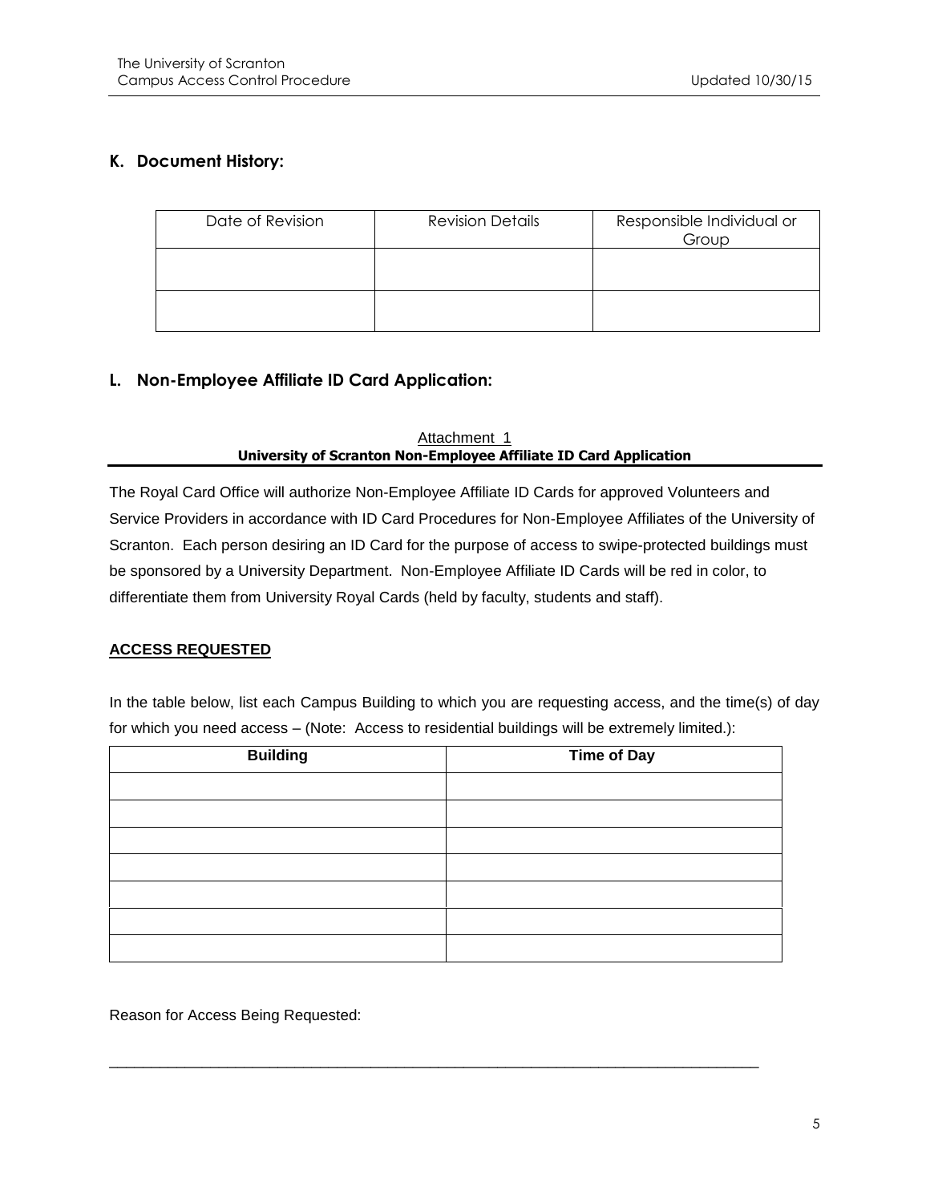## K. Document History:

| Date of Revision | Revision Details | Responsible Individual or Group |
|---|---|---|
| | | |
| | | |

## L. Non-Employee Affiliate ID Card Application:

Attachment 1

**University of Scranton Non-Employee Affiliate ID Card Application**

The Royal Card Office will authorize Non-Employee Affiliate ID Cards for approved Volunteers and Service Providers in accordance with ID Card Procedures for Non-Employee Affiliates of the University of Scranton. Each person desiring an ID Card for the purpose of access to swipe-protected buildings must be sponsored by a University Department. Non-Employee Affiliate ID Cards will be red in color, to differentiate them from University Royal Cards (held by faculty, students and staff).

**ACCESS REQUESTED**

In the table below, list each Campus Building to which you are requesting access, and the time(s) of day for which you need access – (Note: Access to residential buildings will be extremely limited.):

| Building | Time of Day |
|---|---|
| | |
| | |
| | |
| | |
| | |
| | |
| | |

Reason for Access Being Requested:

_______________________________________________________________________________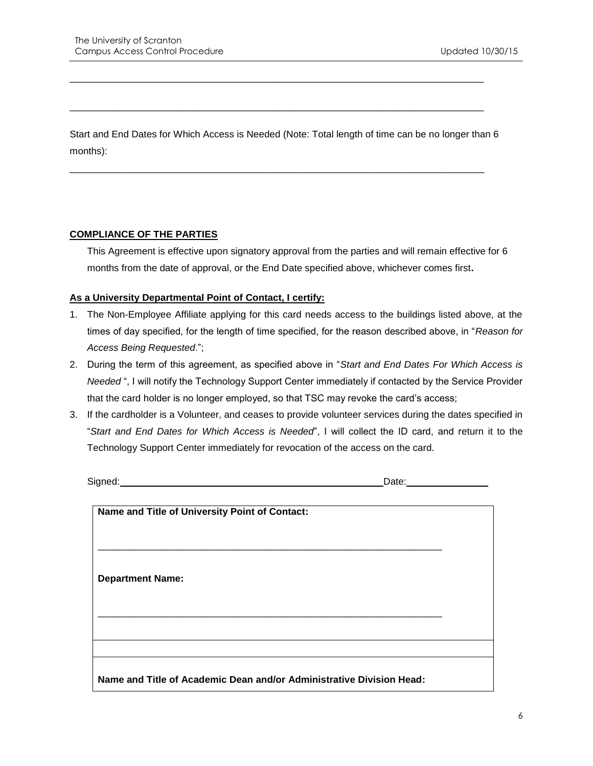\_\_\_\_\_\_\_\_\_\_\_\_\_\_\_\_\_\_\_\_\_\_\_\_\_\_\_\_\_\_\_\_\_\_\_\_\_\_\_\_\_\_\_\_\_\_\_\_\_\_\_\_\_\_\_\_\_\_\_\_\_\_\_\_\_\_\_\_\_\_\_\_\_\_\_\_\_\_

\_\_\_\_\_\_\_\_\_\_\_\_\_\_\_\_\_\_\_\_\_\_\_\_\_\_\_\_\_\_\_\_\_\_\_\_\_\_\_\_\_\_\_\_\_\_\_\_\_\_\_\_\_\_\_\_\_\_\_\_\_\_\_\_\_\_\_\_\_\_\_\_\_\_\_\_\_\_

Start and End Dates for Which Access is Needed (Note: Total length of time can be no longer than 6 months):

\_\_\_\_\_\_\_\_\_\_\_\_\_\_\_\_\_\_\_\_\_\_\_\_\_\_\_\_\_\_\_\_\_\_\_\_\_\_\_\_\_\_\_\_\_\_\_\_\_\_\_\_\_\_\_\_\_\_\_\_\_\_\_\_\_\_\_\_\_\_\_\_\_\_\_\_\_\_

**COMPLIANCE OF THE PARTIES**

This Agreement is effective upon signatory approval from the parties and will remain effective for 6 months from the date of approval, or the End Date specified above, whichever comes first**.**

**As a University Departmental Point of Contact, I certify:**

1. The Non-Employee Affiliate applying for this card needs access to the buildings listed above, at the times of day specified, for the length of time specified, for the reason described above, in "*Reason for Access Being Requested*.";
2. During the term of this agreement, as specified above in "*Start and End Dates For Which Access is Needed* ", I will notify the Technology Support Center immediately if contacted by the Service Provider that the card holder is no longer employed, so that TSC may revoke the card's access;
3. If the cardholder is a Volunteer, and ceases to provide volunteer services during the dates specified in "*Start and End Dates for Which Access is Needed*", I will collect the ID card, and return it to the Technology Support Center immediately for revocation of the access on the card.

Signed:\_\_\_\_\_\_\_\_\_\_\_\_\_\_\_\_\_\_\_\_\_\_\_\_\_\_\_\_\_\_\_\_\_\_\_\_\_\_\_\_\_\_\_\_\_\_\_\_Date:\_\_\_\_\_\_\_\_\_\_\_\_\_\_\_

| **Name and Title of University Point of Contact:**<br><br>\_\_\_\_\_\_\_\_\_\_\_\_\_\_\_\_\_\_\_\_\_\_\_\_\_\_\_\_\_\_\_\_\_\_\_\_\_\_\_\_\_\_\_\_\_\_\_\_\_\_\_\_\_\_\_\_\_\_\_\_\_\_\_\_<br><br>**Department Name:**<br><br>\_\_\_\_\_\_\_\_\_\_\_\_\_\_\_\_\_\_\_\_\_\_\_\_\_\_\_\_\_\_\_\_\_\_\_\_\_\_\_\_\_\_\_\_\_\_\_\_\_\_\_\_\_\_\_\_\_\_\_\_\_\_\_\_ |
|---|
| |
| **Name and Title of Academic Dean and/or Administrative Division Head:** |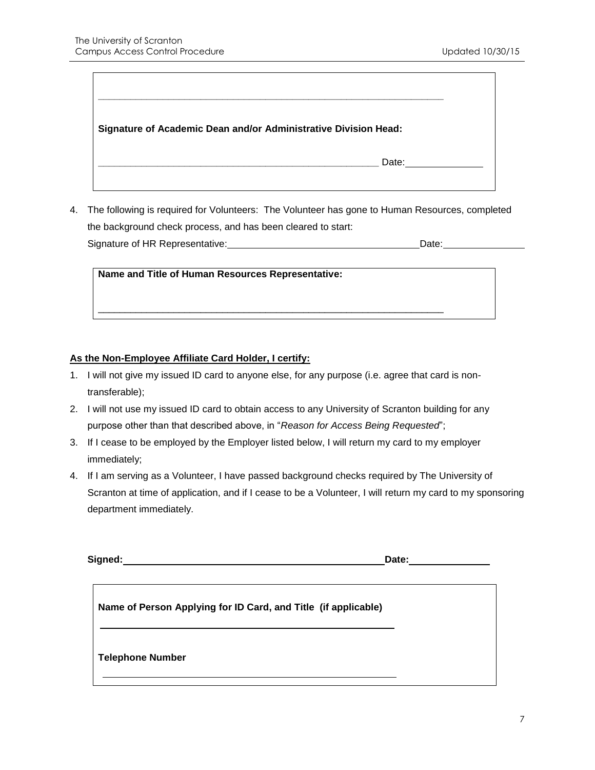_______________________________________________________________

**Signature of Academic Dean and/or Administrative Division Head:**

_______________________________________________________ Date:______________

4. The following is required for Volunteers: The Volunteer has gone to Human Resources, completed the background check process, and has been cleared to start:
   Signature of HR Representative:___________________________________Date:_______________

**Name and Title of Human Resources Representative:**

_______________________________________________________________

**As the Non-Employee Affiliate Card Holder, I certify:**

1. I will not give my issued ID card to anyone else, for any purpose (i.e. agree that card is non-transferable);
2. I will not use my issued ID card to obtain access to any University of Scranton building for any purpose other than that described above, in "*Reason for Access Being Requested*";
3. If I cease to be employed by the Employer listed below, I will return my card to my employer immediately;
4. If I am serving as a Volunteer, I have passed background checks required by The University of Scranton at time of application, and if I cease to be a Volunteer, I will return my card to my sponsoring department immediately.

**Signed:**_______________________________________________**Date:**______________

**Name of Person Applying for ID Card, and Title (if applicable)**

_______________________________________________________

**Telephone Number**

_______________________________________________________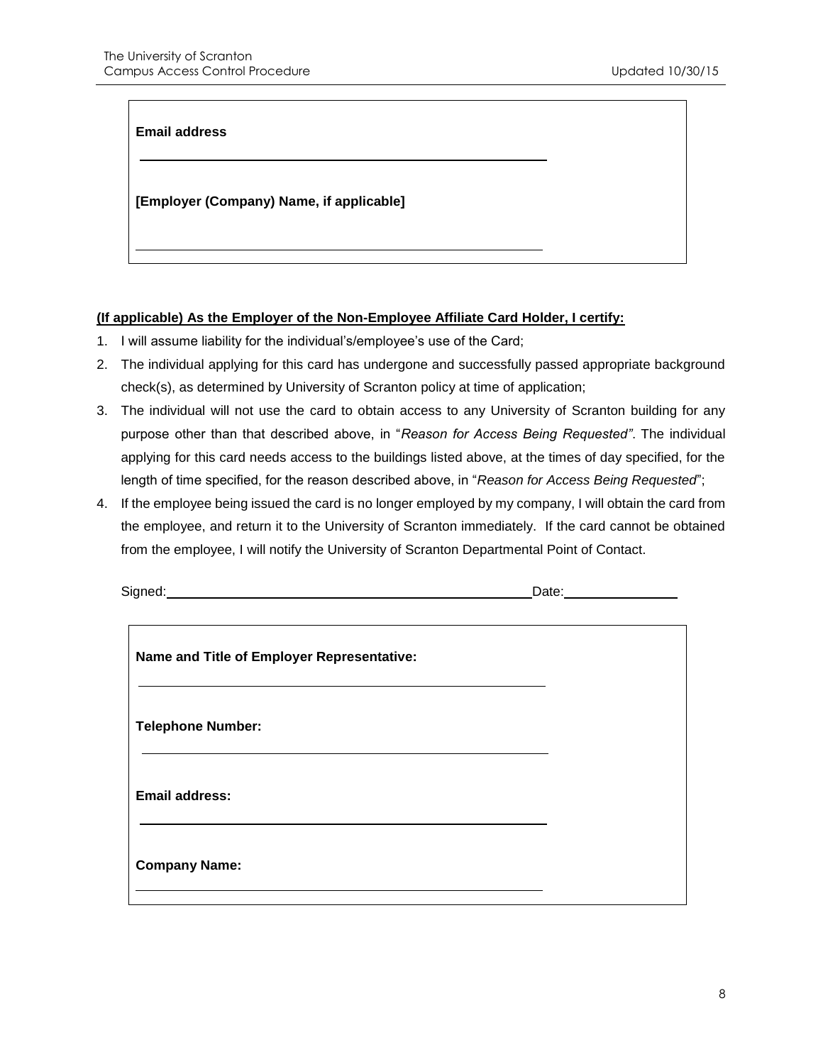**Email address**

\_\_\_\_\_\_\_\_\_\_\_\_\_\_\_\_\_\_\_\_\_\_\_\_\_\_\_\_\_\_\_\_\_\_\_\_\_\_\_\_\_\_\_\_\_\_\_\_

**[Employer (Company) Name, if applicable]**

\_\_\_\_\_\_\_\_\_\_\_\_\_\_\_\_\_\_\_\_\_\_\_\_\_\_\_\_\_\_\_\_\_\_\_\_\_\_\_\_\_\_\_\_\_\_\_\_

**(If applicable) As the Employer of the Non-Employee Affiliate Card Holder, I certify:**

1. I will assume liability for the individual's/employee's use of the Card;
2. The individual applying for this card has undergone and successfully passed appropriate background check(s), as determined by University of Scranton policy at time of application;
3. The individual will not use the card to obtain access to any University of Scranton building for any purpose other than that described above, in "*Reason for Access Being Requested"*. The individual applying for this card needs access to the buildings listed above, at the times of day specified, for the length of time specified, for the reason described above, in "*Reason for Access Being Requested*";
4. If the employee being issued the card is no longer employed by my company, I will obtain the card from the employee, and return it to the University of Scranton immediately. If the card cannot be obtained from the employee, I will notify the University of Scranton Departmental Point of Contact.

Signed: \_\_\_\_\_\_\_\_\_\_\_\_\_\_\_\_\_\_\_\_\_\_\_\_\_\_\_\_\_\_\_\_\_\_\_\_\_\_\_\_\_\_\_\_ Date: \_\_\_\_\_\_\_\_\_\_\_\_\_\_

**Name and Title of Employer Representative:**

\_\_\_\_\_\_\_\_\_\_\_\_\_\_\_\_\_\_\_\_\_\_\_\_\_\_\_\_\_\_\_\_\_\_\_\_\_\_\_\_\_\_\_\_\_\_\_\_

**Telephone Number:**

\_\_\_\_\_\_\_\_\_\_\_\_\_\_\_\_\_\_\_\_\_\_\_\_\_\_\_\_\_\_\_\_\_\_\_\_\_\_\_\_\_\_\_\_\_\_\_\_

**Email address:**

\_\_\_\_\_\_\_\_\_\_\_\_\_\_\_\_\_\_\_\_\_\_\_\_\_\_\_\_\_\_\_\_\_\_\_\_\_\_\_\_\_\_\_\_\_\_\_\_

**Company Name:**

\_\_\_\_\_\_\_\_\_\_\_\_\_\_\_\_\_\_\_\_\_\_\_\_\_\_\_\_\_\_\_\_\_\_\_\_\_\_\_\_\_\_\_\_\_\_\_\_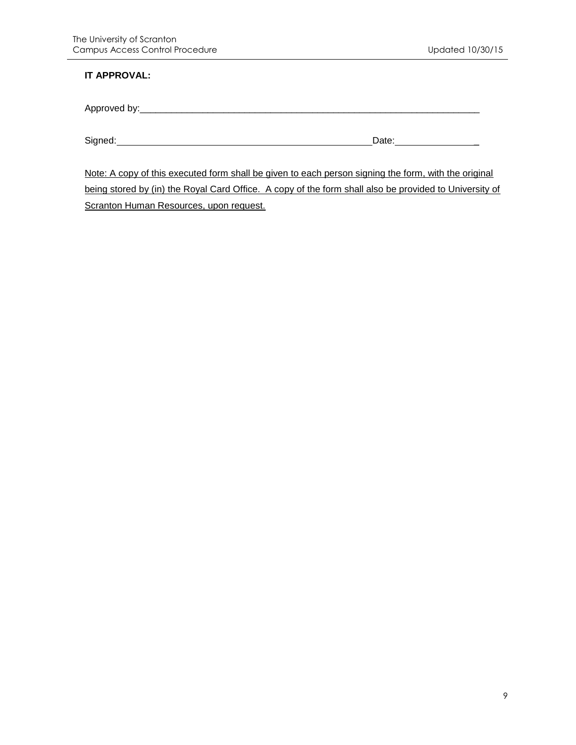**IT APPROVAL:**

Approved by:_______________________________________________________________________

Signed:_______________________________________________Date:_______________

Note: A copy of this executed form shall be given to each person signing the form, with the original being stored by (in) the Royal Card Office. A copy of the form shall also be provided to University of Scranton Human Resources, upon request.